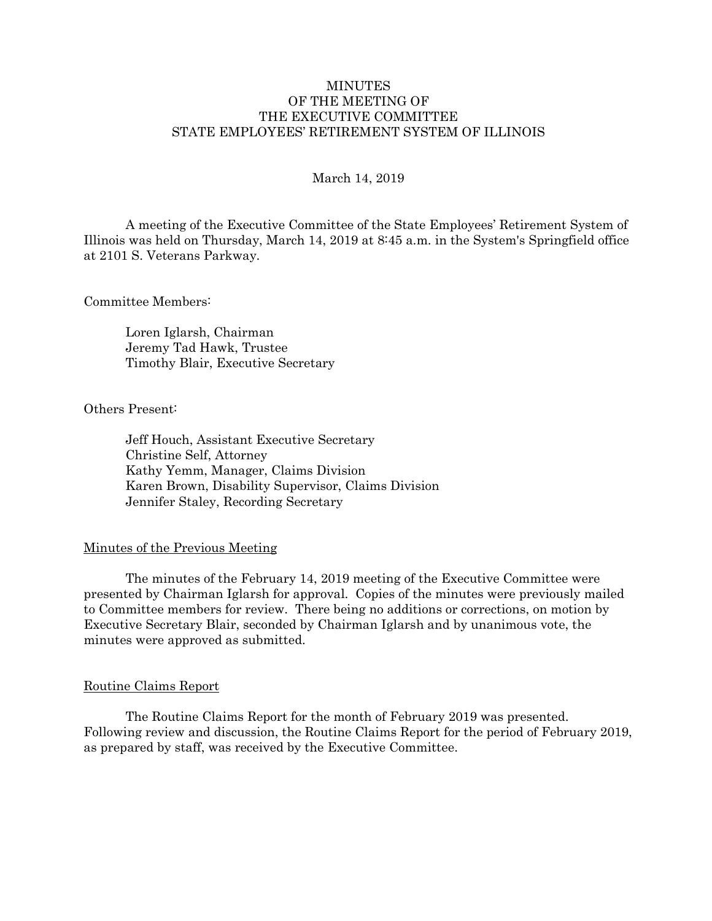# MINUTES
# OF THE MEETING OF
# THE EXECUTIVE COMMITTEE
# STATE EMPLOYEES' RETIREMENT SYSTEM OF ILLINOIS

March 14, 2019

A meeting of the Executive Committee of the State Employees' Retirement System of Illinois was held on Thursday, March 14, 2019 at 8:45 a.m. in the System's Springfield office at 2101 S. Veterans Parkway.

Committee Members:

Loren Iglarsh, Chairman
Jeremy Tad Hawk, Trustee
Timothy Blair, Executive Secretary

Others Present:

Jeff Houch, Assistant Executive Secretary
Christine Self, Attorney
Kathy Yemm, Manager, Claims Division
Karen Brown, Disability Supervisor, Claims Division
Jennifer Staley, Recording Secretary

## Minutes of the Previous Meeting

The minutes of the February 14, 2019 meeting of the Executive Committee were presented by Chairman Iglarsh for approval. Copies of the minutes were previously mailed to Committee members for review. There being no additions or corrections, on motion by Executive Secretary Blair, seconded by Chairman Iglarsh and by unanimous vote, the minutes were approved as submitted.

## Routine Claims Report

The Routine Claims Report for the month of February 2019 was presented. Following review and discussion, the Routine Claims Report for the period of February 2019, as prepared by staff, was received by the Executive Committee.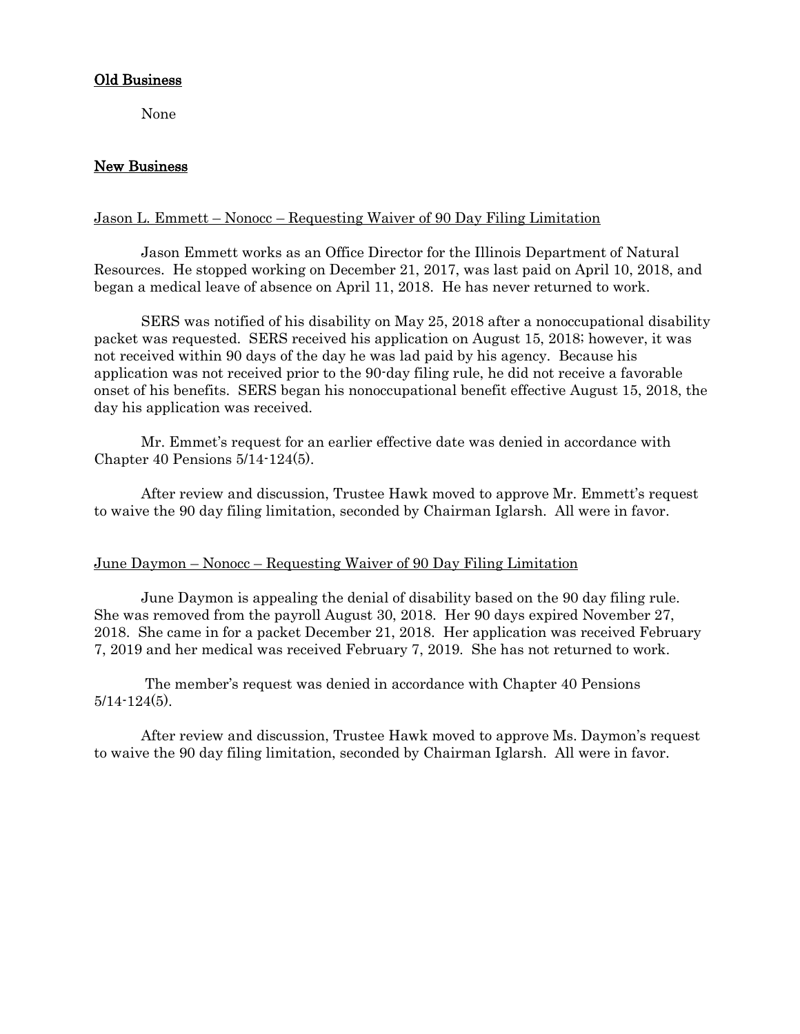## Old Business

None

## New Business

Jason L. Emmett – Nonocc – Requesting Waiver of 90 Day Filing Limitation

Jason Emmett works as an Office Director for the Illinois Department of Natural Resources. He stopped working on December 21, 2017, was last paid on April 10, 2018, and began a medical leave of absence on April 11, 2018. He has never returned to work.

SERS was notified of his disability on May 25, 2018 after a nonoccupational disability packet was requested. SERS received his application on August 15, 2018; however, it was not received within 90 days of the day he was lad paid by his agency. Because his application was not received prior to the 90-day filing rule, he did not receive a favorable onset of his benefits. SERS began his nonoccupational benefit effective August 15, 2018, the day his application was received.

Mr. Emmet's request for an earlier effective date was denied in accordance with Chapter 40 Pensions 5/14-124(5).

After review and discussion, Trustee Hawk moved to approve Mr. Emmett's request to waive the 90 day filing limitation, seconded by Chairman Iglarsh. All were in favor.

June Daymon – Nonocc – Requesting Waiver of 90 Day Filing Limitation

June Daymon is appealing the denial of disability based on the 90 day filing rule. She was removed from the payroll August 30, 2018. Her 90 days expired November 27, 2018. She came in for a packet December 21, 2018. Her application was received February 7, 2019 and her medical was received February 7, 2019. She has not returned to work.

The member's request was denied in accordance with Chapter 40 Pensions 5/14-124(5).

After review and discussion, Trustee Hawk moved to approve Ms. Daymon's request to waive the 90 day filing limitation, seconded by Chairman Iglarsh. All were in favor.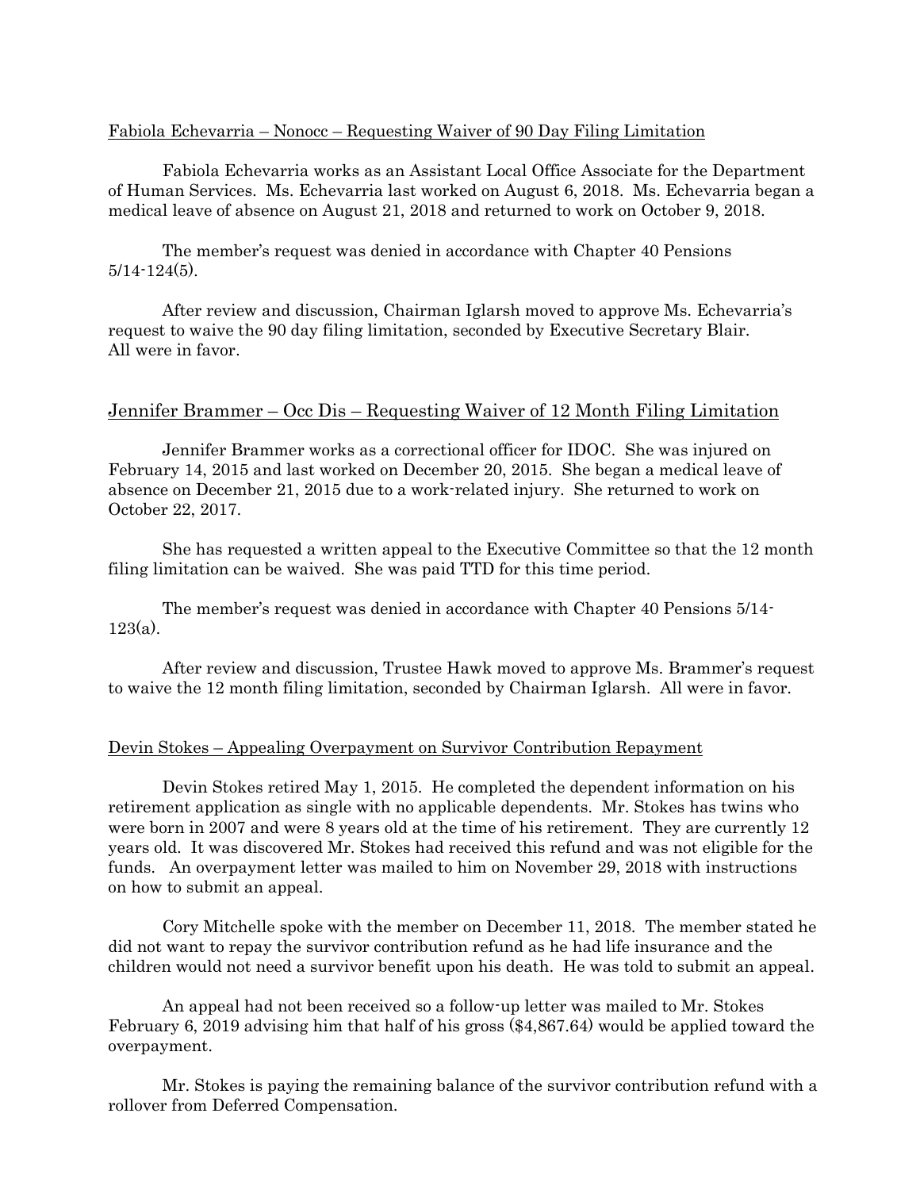Fabiola Echevarria – Nonocc – Requesting Waiver of 90 Day Filing Limitation

Fabiola Echevarria works as an Assistant Local Office Associate for the Department of Human Services. Ms. Echevarria last worked on August 6, 2018. Ms. Echevarria began a medical leave of absence on August 21, 2018 and returned to work on October 9, 2018.

The member's request was denied in accordance with Chapter 40 Pensions 5/14-124(5).

After review and discussion, Chairman Iglarsh moved to approve Ms. Echevarria's request to waive the 90 day filing limitation, seconded by Executive Secretary Blair. All were in favor.

Jennifer Brammer – Occ Dis – Requesting Waiver of 12 Month Filing Limitation

Jennifer Brammer works as a correctional officer for IDOC. She was injured on February 14, 2015 and last worked on December 20, 2015. She began a medical leave of absence on December 21, 2015 due to a work-related injury. She returned to work on October 22, 2017.

She has requested a written appeal to the Executive Committee so that the 12 month filing limitation can be waived. She was paid TTD for this time period.

The member's request was denied in accordance with Chapter 40 Pensions 5/14-123(a).

After review and discussion, Trustee Hawk moved to approve Ms. Brammer's request to waive the 12 month filing limitation, seconded by Chairman Iglarsh. All were in favor.

Devin Stokes – Appealing Overpayment on Survivor Contribution Repayment

Devin Stokes retired May 1, 2015. He completed the dependent information on his retirement application as single with no applicable dependents. Mr. Stokes has twins who were born in 2007 and were 8 years old at the time of his retirement. They are currently 12 years old. It was discovered Mr. Stokes had received this refund and was not eligible for the funds. An overpayment letter was mailed to him on November 29, 2018 with instructions on how to submit an appeal.

Cory Mitchelle spoke with the member on December 11, 2018. The member stated he did not want to repay the survivor contribution refund as he had life insurance and the children would not need a survivor benefit upon his death. He was told to submit an appeal.

An appeal had not been received so a follow-up letter was mailed to Mr. Stokes February 6, 2019 advising him that half of his gross ($4,867.64) would be applied toward the overpayment.

Mr. Stokes is paying the remaining balance of the survivor contribution refund with a rollover from Deferred Compensation.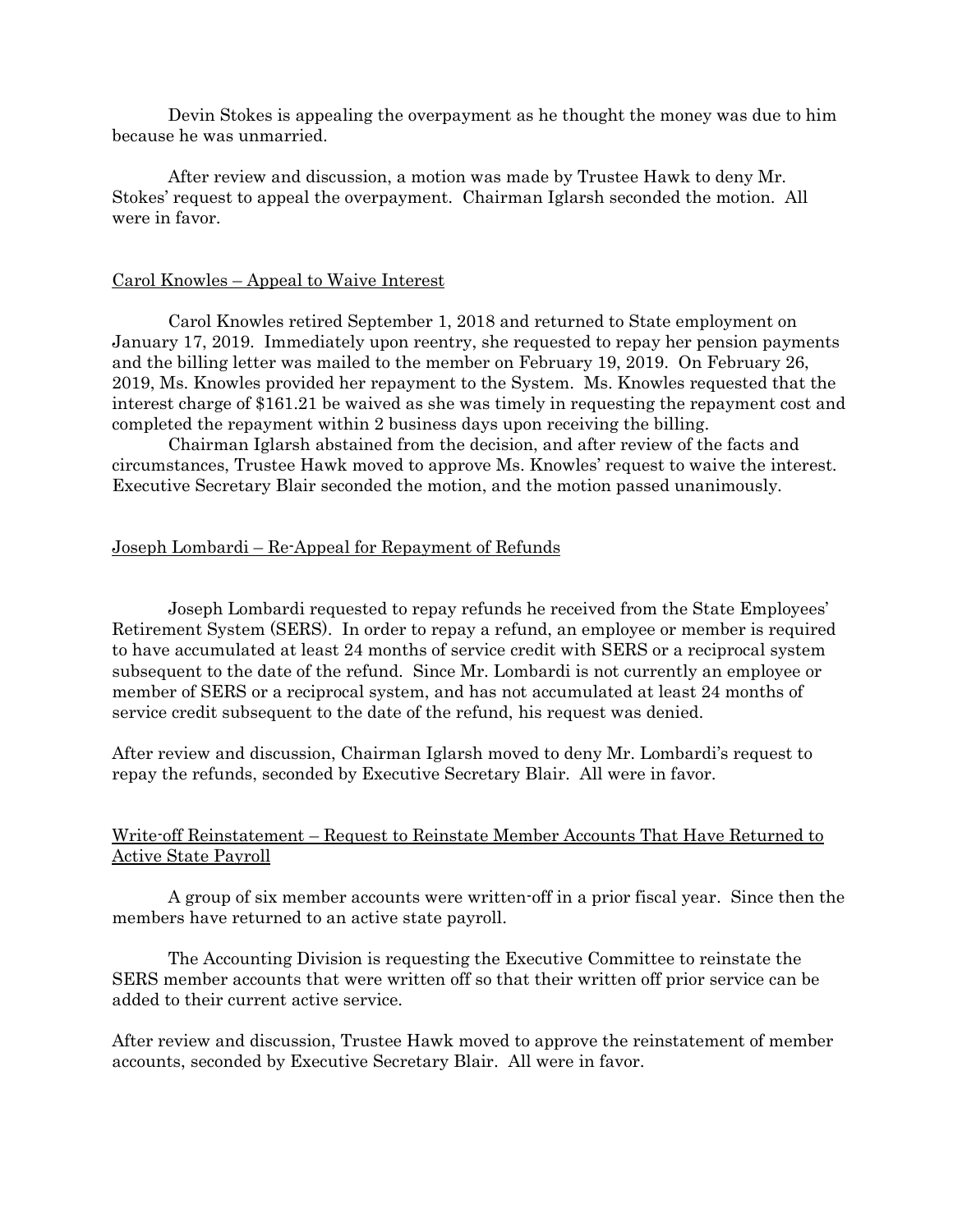Devin Stokes is appealing the overpayment as he thought the money was due to him because he was unmarried.

After review and discussion, a motion was made by Trustee Hawk to deny Mr. Stokes' request to appeal the overpayment. Chairman Iglarsh seconded the motion. All were in favor.

## Carol Knowles – Appeal to Waive Interest

Carol Knowles retired September 1, 2018 and returned to State employment on January 17, 2019. Immediately upon reentry, she requested to repay her pension payments and the billing letter was mailed to the member on February 19, 2019. On February 26, 2019, Ms. Knowles provided her repayment to the System. Ms. Knowles requested that the interest charge of $161.21 be waived as she was timely in requesting the repayment cost and completed the repayment within 2 business days upon receiving the billing.

Chairman Iglarsh abstained from the decision, and after review of the facts and circumstances, Trustee Hawk moved to approve Ms. Knowles' request to waive the interest. Executive Secretary Blair seconded the motion, and the motion passed unanimously.

## Joseph Lombardi – Re-Appeal for Repayment of Refunds

Joseph Lombardi requested to repay refunds he received from the State Employees' Retirement System (SERS). In order to repay a refund, an employee or member is required to have accumulated at least 24 months of service credit with SERS or a reciprocal system subsequent to the date of the refund. Since Mr. Lombardi is not currently an employee or member of SERS or a reciprocal system, and has not accumulated at least 24 months of service credit subsequent to the date of the refund, his request was denied.

After review and discussion, Chairman Iglarsh moved to deny Mr. Lombardi's request to repay the refunds, seconded by Executive Secretary Blair. All were in favor.

## Write-off Reinstatement – Request to Reinstate Member Accounts That Have Returned to Active State Payroll

A group of six member accounts were written-off in a prior fiscal year. Since then the members have returned to an active state payroll.

The Accounting Division is requesting the Executive Committee to reinstate the SERS member accounts that were written off so that their written off prior service can be added to their current active service.

After review and discussion, Trustee Hawk moved to approve the reinstatement of member accounts, seconded by Executive Secretary Blair. All were in favor.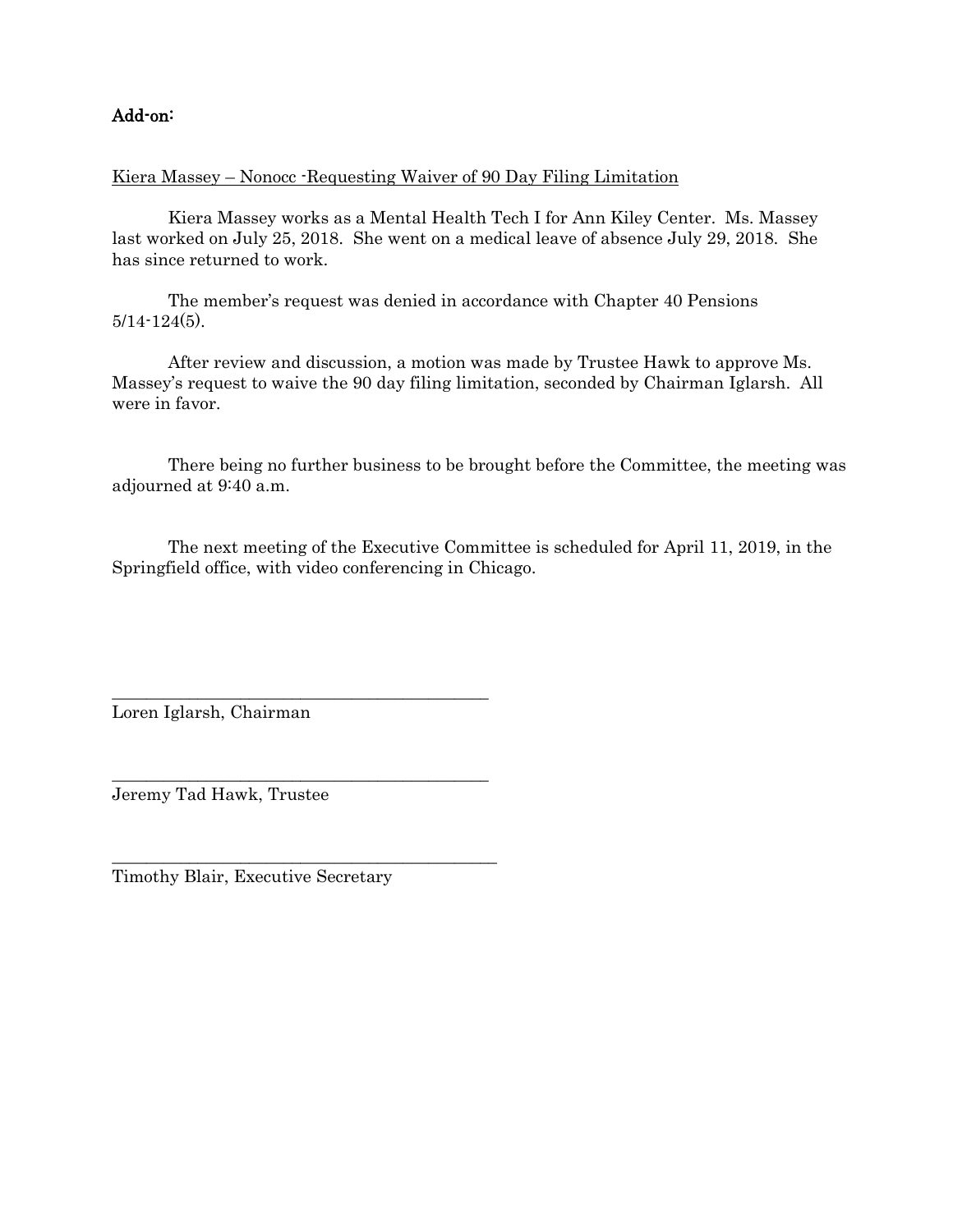**Add-on:**

Kiera Massey – Nonocc -Requesting Waiver of 90 Day Filing Limitation

Kiera Massey works as a Mental Health Tech I for Ann Kiley Center. Ms. Massey last worked on July 25, 2018. She went on a medical leave of absence July 29, 2018. She has since returned to work.

The member's request was denied in accordance with Chapter 40 Pensions 5/14-124(5).

After review and discussion, a motion was made by Trustee Hawk to approve Ms. Massey's request to waive the 90 day filing limitation, seconded by Chairman Iglarsh. All were in favor.

There being no further business to be brought before the Committee, the meeting was adjourned at 9:40 a.m.

The next meeting of the Executive Committee is scheduled for April 11, 2019, in the Springfield office, with video conferencing in Chicago.

\_\_\_\_\_\_\_\_\_\_\_\_\_\_\_\_\_\_\_\_\_\_\_\_\_\_\_\_\_\_\_\_\_\_\_\_\_\_\_\_\_\_\_\_
Loren Iglarsh, Chairman

\_\_\_\_\_\_\_\_\_\_\_\_\_\_\_\_\_\_\_\_\_\_\_\_\_\_\_\_\_\_\_\_\_\_\_\_\_\_\_\_\_\_\_\_
Jeremy Tad Hawk, Trustee

\_\_\_\_\_\_\_\_\_\_\_\_\_\_\_\_\_\_\_\_\_\_\_\_\_\_\_\_\_\_\_\_\_\_\_\_\_\_\_\_\_\_\_\_
Timothy Blair, Executive Secretary